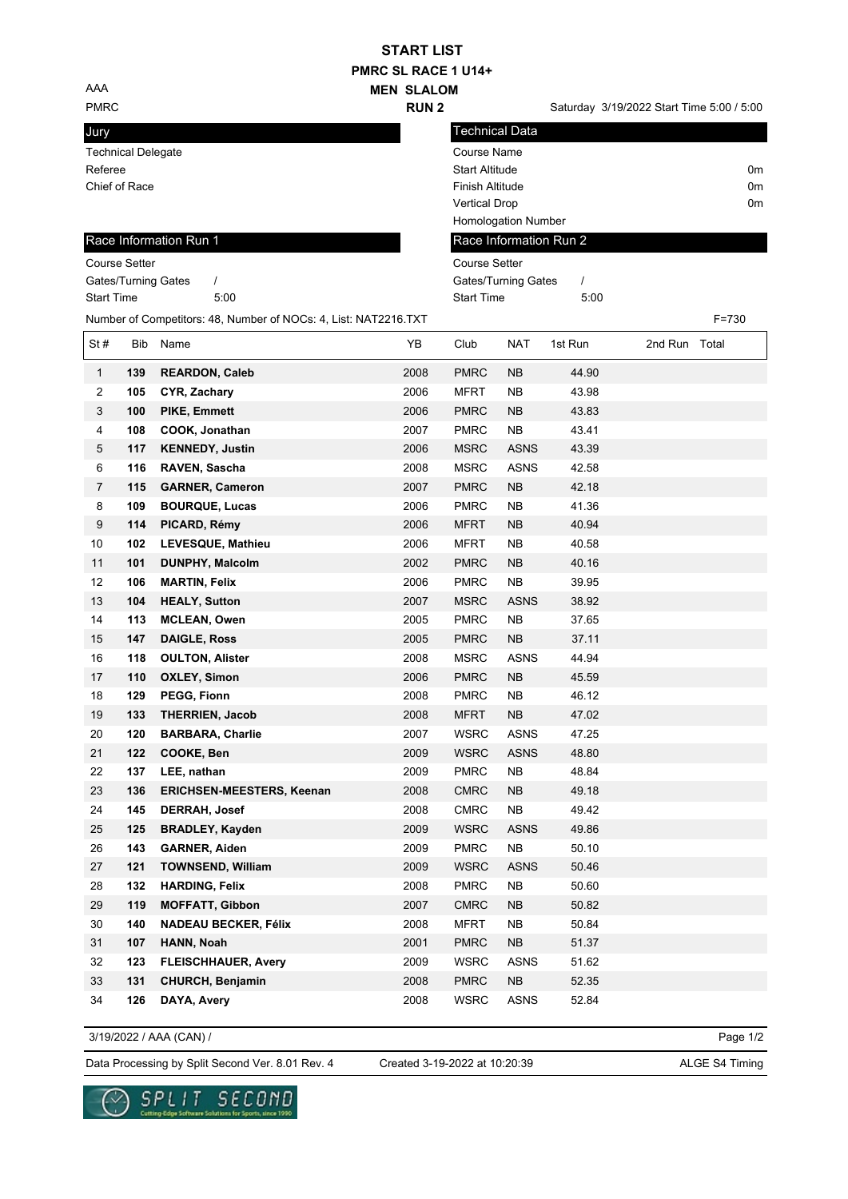# START LIST

## PMRC SL RACE 1 U14+

## MEN SLALOM

### RUN 2

AAA

PMRC

Saturday 3/19/2022 Start Time 5:00 / 5:00

**Jury**

Technical Delegate

Referee

Chief of Race

**Technical Data**

| | |
|---|---|
| Course Name | |
| Start Altitude | 0m |
| Finish Altitude | 0m |
| Vertical Drop | 0m |
| Homologation Number | |

**Race Information Run 1**

Course Setter

Gates/Turning Gates /

Start Time 5:00

**Race Information Run 2**

Course Setter

Gates/Turning Gates /

Start Time 5:00

Number of Competitors: 48, Number of NOCs: 4, List: NAT2216.TXT F=730

| St # | Bib | Name | YB | Club | NAT | 1st Run | 2nd Run | Total |
|---|---|---|---|---|---|---|---|---|
| 1 | **139** | **REARDON, Caleb** | 2008 | PMRC | NB | 44.90 | | |
| 2 | **105** | **CYR, Zachary** | 2006 | MFRT | NB | 43.98 | | |
| 3 | **100** | **PIKE, Emmett** | 2006 | PMRC | NB | 43.83 | | |
| 4 | **108** | **COOK, Jonathan** | 2007 | PMRC | NB | 43.41 | | |
| 5 | **117** | **KENNEDY, Justin** | 2006 | MSRC | ASNS | 43.39 | | |
| 6 | **116** | **RAVEN, Sascha** | 2008 | MSRC | ASNS | 42.58 | | |
| 7 | **115** | **GARNER, Cameron** | 2007 | PMRC | NB | 42.18 | | |
| 8 | **109** | **BOURQUE, Lucas** | 2006 | PMRC | NB | 41.36 | | |
| 9 | **114** | **PICARD, Rémy** | 2006 | MFRT | NB | 40.94 | | |
| 10 | **102** | **LEVESQUE, Mathieu** | 2006 | MFRT | NB | 40.58 | | |
| 11 | **101** | **DUNPHY, Malcolm** | 2002 | PMRC | NB | 40.16 | | |
| 12 | **106** | **MARTIN, Felix** | 2006 | PMRC | NB | 39.95 | | |
| 13 | **104** | **HEALY, Sutton** | 2007 | MSRC | ASNS | 38.92 | | |
| 14 | **113** | **MCLEAN, Owen** | 2005 | PMRC | NB | 37.65 | | |
| 15 | **147** | **DAIGLE, Ross** | 2005 | PMRC | NB | 37.11 | | |
| 16 | **118** | **OULTON, Alister** | 2008 | MSRC | ASNS | 44.94 | | |
| 17 | **110** | **OXLEY, Simon** | 2006 | PMRC | NB | 45.59 | | |
| 18 | **129** | **PEGG, Fionn** | 2008 | PMRC | NB | 46.12 | | |
| 19 | **133** | **THERRIEN, Jacob** | 2008 | MFRT | NB | 47.02 | | |
| 20 | **120** | **BARBARA, Charlie** | 2007 | WSRC | ASNS | 47.25 | | |
| 21 | **122** | **COOKE, Ben** | 2009 | WSRC | ASNS | 48.80 | | |
| 22 | **137** | **LEE, nathan** | 2009 | PMRC | NB | 48.84 | | |
| 23 | **136** | **ERICHSEN-MEESTERS, Keenan** | 2008 | CMRC | NB | 49.18 | | |
| 24 | **145** | **DERRAH, Josef** | 2008 | CMRC | NB | 49.42 | | |
| 25 | **125** | **BRADLEY, Kayden** | 2009 | WSRC | ASNS | 49.86 | | |
| 26 | **143** | **GARNER, Aiden** | 2009 | PMRC | NB | 50.10 | | |
| 27 | **121** | **TOWNSEND, William** | 2009 | WSRC | ASNS | 50.46 | | |
| 28 | **132** | **HARDING, Felix** | 2008 | PMRC | NB | 50.60 | | |
| 29 | **119** | **MOFFATT, Gibbon** | 2007 | CMRC | NB | 50.82 | | |
| 30 | **140** | **NADEAU BECKER, Félix** | 2008 | MFRT | NB | 50.84 | | |
| 31 | **107** | **HANN, Noah** | 2001 | PMRC | NB | 51.37 | | |
| 32 | **123** | **FLEISCHHAUER, Avery** | 2009 | WSRC | ASNS | 51.62 | | |
| 33 | **131** | **CHURCH, Benjamin** | 2008 | PMRC | NB | 52.35 | | |
| 34 | **126** | **DAYA, Avery** | 2008 | WSRC | ASNS | 52.84 | | |

3/19/2022 / AAA (CAN) /

Data Processing by Split Second Ver. 8.01 Rev. 4 Created 3-19-2022 at 10:20:39 ALGE S4 Timing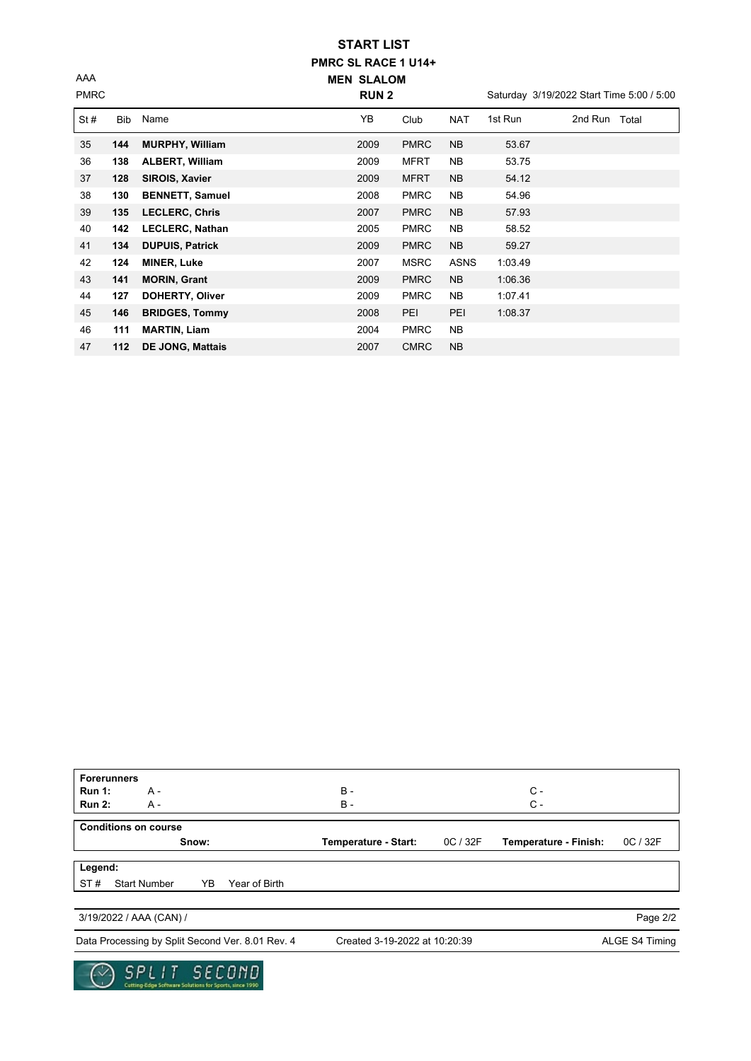# START LIST

## PMRC SL RACE 1 U14+

## MEN SLALOM

## RUN 2

AAA
PMRC

Saturday 3/19/2022 Start Time 5:00 / 5:00

| St # | Bib | Name | YB | Club | NAT | 1st Run | 2nd Run | Total |
|---|---|---|---|---|---|---|---|---|
| 35 | **144** | **MURPHY, William** | 2009 | PMRC | NB | 53.67 | | |
| 36 | **138** | **ALBERT, William** | 2009 | MFRT | NB | 53.75 | | |
| 37 | **128** | **SIROIS, Xavier** | 2009 | MFRT | NB | 54.12 | | |
| 38 | **130** | **BENNETT, Samuel** | 2008 | PMRC | NB | 54.96 | | |
| 39 | **135** | **LECLERC, Chris** | 2007 | PMRC | NB | 57.93 | | |
| 40 | **142** | **LECLERC, Nathan** | 2005 | PMRC | NB | 58.52 | | |
| 41 | **134** | **DUPUIS, Patrick** | 2009 | PMRC | NB | 59.27 | | |
| 42 | **124** | **MINER, Luke** | 2007 | MSRC | ASNS | 1:03.49 | | |
| 43 | **141** | **MORIN, Grant** | 2009 | PMRC | NB | 1:06.36 | | |
| 44 | **127** | **DOHERTY, Oliver** | 2009 | PMRC | NB | 1:07.41 | | |
| 45 | **146** | **BRIDGES, Tommy** | 2008 | PEI | PEI | 1:08.37 | | |
| 46 | **111** | **MARTIN, Liam** | 2004 | PMRC | NB | | | |
| 47 | **112** | **DE JONG, Mattais** | 2007 | CMRC | NB | | | |

**Forerunners**

| | | | |
|---|---|---|---|
| **Run 1:** | A - | B - | C - |
| **Run 2:** | A - | B - | C - |

**Conditions on course**

| | | | | |
|---|---|---|---|---|
| **Snow:** | **Temperature - Start:** | 0C / 32F | **Temperature - Finish:** | 0C / 32F |

**Legend:**

ST # Start Number YB Year of Birth

3/19/2022 / AAA (CAN) /

Data Processing by Split Second Ver. 8.01 Rev. 4 Created 3-19-2022 at 10:20:39 ALGE S4 Timing